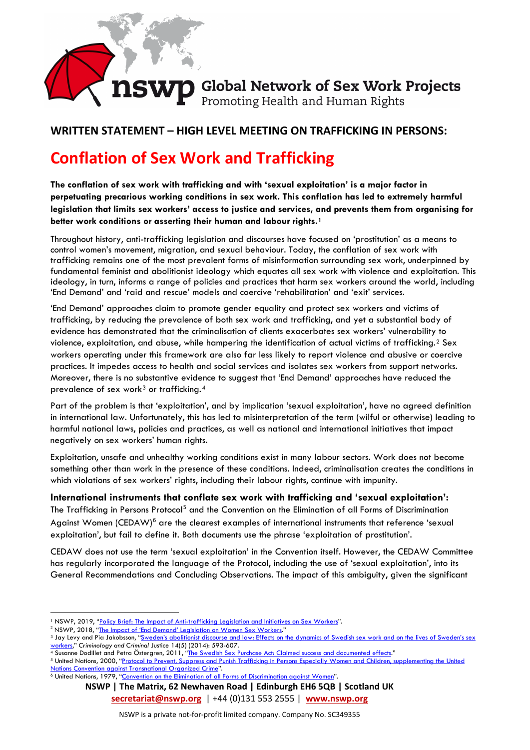## WRITTEN STATEMENT – HIGH LEVEL MEETING ON TRAFFICKING IN PERSONS:

# Conflation of Sex Work and Trafficking

**The conflation of sex work with trafficking and with 'sexual exploitation' is a major factor in perpetuating precarious working conditions in sex work. This conflation has led to extremely harmful legislation that limits sex workers' access to justice and services, and prevents them from organising for better work conditions or asserting their human and labour rights.**[1]

Throughout history, anti-trafficking legislation and discourses have focused on 'prostitution' as a means to control women's movement, migration, and sexual behaviour. Today, the conflation of sex work with trafficking remains one of the most prevalent forms of misinformation surrounding sex work, underpinned by fundamental feminist and abolitionist ideology which equates all sex work with violence and exploitation. This ideology, in turn, informs a range of policies and practices that harm sex workers around the world, including 'End Demand' and 'raid and rescue' models and coercive 'rehabilitation' and 'exit' services.

'End Demand' approaches claim to promote gender equality and protect sex workers and victims of trafficking, by reducing the prevalence of both sex work and trafficking, and yet a substantial body of evidence has demonstrated that the criminalisation of clients exacerbates sex workers' vulnerability to violence, exploitation, and abuse, while hampering the identification of actual victims of trafficking.[2] Sex workers operating under this framework are also far less likely to report violence and abusive or coercive practices. It impedes access to health and social services and isolates sex workers from support networks. Moreover, there is no substantive evidence to suggest that 'End Demand' approaches have reduced the prevalence of sex work[3] or trafficking.[4]

Part of the problem is that 'exploitation', and by implication 'sexual exploitation', have no agreed definition in international law. Unfortunately, this has led to misinterpretation of the term (wilful or otherwise) leading to harmful national laws, policies and practices, as well as national and international initiatives that impact negatively on sex workers' human rights.

Exploitation, unsafe and unhealthy working conditions exist in many labour sectors. Work does not become something other than work in the presence of these conditions. Indeed, criminalisation creates the conditions in which violations of sex workers' rights, including their labour rights, continue with impunity.

### International instruments that conflate sex work with trafficking and 'sexual exploitation':

The Trafficking in Persons Protocol[5] and the Convention on the Elimination of all Forms of Discrimination Against Women (CEDAW)[6] are the clearest examples of international instruments that reference 'sexual exploitation', but fail to define it. Both documents use the phrase 'exploitation of prostitution'.

CEDAW does not use the term 'sexual exploitation' in the Convention itself. However, the CEDAW Committee has regularly incorporated the language of the Protocol, including the use of 'sexual exploitation', into its General Recommendations and Concluding Observations. The impact of this ambiguity, given the significant

---

[1] NSWP, 2019, "Policy Brief: The Impact of Anti-trafficking Legislation and Initiatives on Sex Workers".
[2] NSWP, 2018, "The Impact of 'End Demand' Legislation on Women Sex Workers."
[3] Jay Levy and Pia Jakobsson, "Sweden's abolitionist discourse and law: Effects on the dynamics of Swedish sex work and on the lives of Sweden's sex workers," *Criminology and Criminal Justice* 14(5) (2014): 593-607.
[4] Susanne Dodillet and Petra Östergren, 2011, "The Swedish Sex Purchase Act: Claimed success and documented effects."
[5] United Nations, 2000, "Protocol to Prevent, Suppress and Punish Trafficking in Persons Especially Women and Children, supplementing the United Nations Convention against Transnational Organized Crime".
[6] United Nations, 1979, "Convention on the Elimination of all Forms of Discrimination against Women".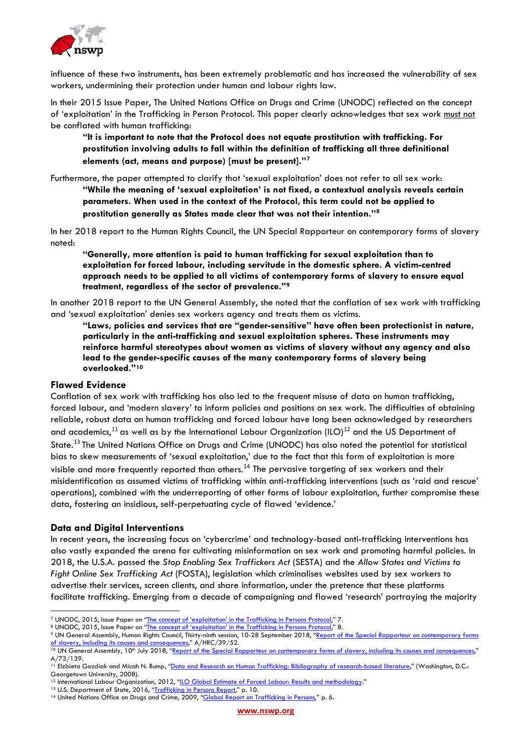influence of these two instruments, has been extremely problematic and has increased the vulnerability of sex workers, undermining their protection under human and labour rights law.

In their 2015 Issue Paper, The United Nations Office on Drugs and Crime (UNODC) reflected on the concept of 'exploitation' in the Trafficking in Person Protocol. This paper clearly acknowledges that sex work must not be conflated with human trafficking:

> **"It is important to note that the Protocol does not equate prostitution with trafficking. For prostitution involving adults to fall within the definition of trafficking all three definitional elements (act, means and purpose) [must be present]."[7]**

Furthermore, the paper attempted to clarify that 'sexual exploitation' does not refer to all sex work:

> **"While the meaning of 'sexual exploitation' is not fixed, a contextual analysis reveals certain parameters. When used in the context of the Protocol, this term could not be applied to prostitution generally as States made clear that was not their intention."[8]**

In her 2018 report to the Human Rights Council, the UN Special Rapporteur on contemporary forms of slavery noted:

> **"Generally, more attention is paid to human trafficking for sexual exploitation than to exploitation for forced labour, including servitude in the domestic sphere. A victim-centred approach needs to be applied to all victims of contemporary forms of slavery to ensure equal treatment, regardless of the sector of prevalence."[9]**

In another 2018 report to the UN General Assembly, she noted that the conflation of sex work with trafficking and 'sexual exploitation' denies sex workers agency and treats them as victims.

> **"Laws, policies and services that are "gender-sensitive" have often been protectionist in nature, particularly in the anti-trafficking and sexual exploitation spheres. These instruments may reinforce harmful stereotypes about women as victims of slavery without any agency and also lead to the gender-specific causes of the many contemporary forms of slavery being overlooked."[10]**

### Flawed Evidence

Conflation of sex work with trafficking has also led to the frequent misuse of data on human trafficking, forced labour, and 'modern slavery' to inform policies and positions on sex work. The difficulties of obtaining reliable, robust data on human trafficking and forced labour have long been acknowledged by researchers and academics,[11] as well as by the International Labour Organization (ILO)[12] and the US Department of State.[13] The United Nations Office on Drugs and Crime (UNODC) has also noted the potential for statistical bias to skew measurements of 'sexual exploitation,' due to the fact that this form of exploitation is more visible and more frequently reported than others.[14] The pervasive targeting of sex workers and their misidentification as assumed victims of trafficking within anti-trafficking interventions (such as 'raid and rescue' operations), combined with the underreporting of other forms of labour exploitation, further compromise these data, fostering an insidious, self-perpetuating cycle of flawed 'evidence.'

### Data and Digital Interventions

In recent years, the increasing focus on 'cybercrime' and technology-based anti-trafficking interventions has also vastly expanded the arena for cultivating misinformation on sex work and promoting harmful policies. In 2018, the U.S.A. passed the *Stop Enabling Sex Traffickers Act* (SESTA) and the *Allow States and Victims to Fight Online Sex Trafficking Act* (FOSTA), legislation which criminalises websites used by sex workers to advertise their services, screen clients, and share information, under the pretence that these platforms facilitate trafficking. Emerging from a decade of campaigning and flawed 'research' portraying the majority

---

[7] UNODC, 2015, Issue Paper on "The concept of 'exploitation' in the Trafficking in Persons Protocol," 7.
[8] UNODC, 2015, Issue Paper on "The concept of 'exploitation' in the Trafficking in Persons Protocol," 8.
[9] UN General Assembly, Human Rights Council, Thirty-ninth session, 10-28 September 2018, "Report of the Special Rapporteur on contemporary forms of slavery, including its causes and consequences," A/HRC/39/52.
[10] UN General Assembly, 10th July 2018, "Report of the Special Rapporteur on contemporary forms of slavery, including its causes and consequences," A/73/139.
[11] Elzbieta Gozdiak and Micah N. Bump, "Data and Research on Human Trafficking: Bibliography of research-based literature," (Washington, D.C.: Georgetown University, 2008).
[12] International Labour Organization, 2012, "ILO Global Estimate of Forced Labour: Results and methodology."
[13] U.S. Department of State, 2016, "Trafficking in Persons Report," p. 10.
[14] United Nations Office on Drugs and Crime, 2009, "Global Report on Trafficking in Persons," p. 6.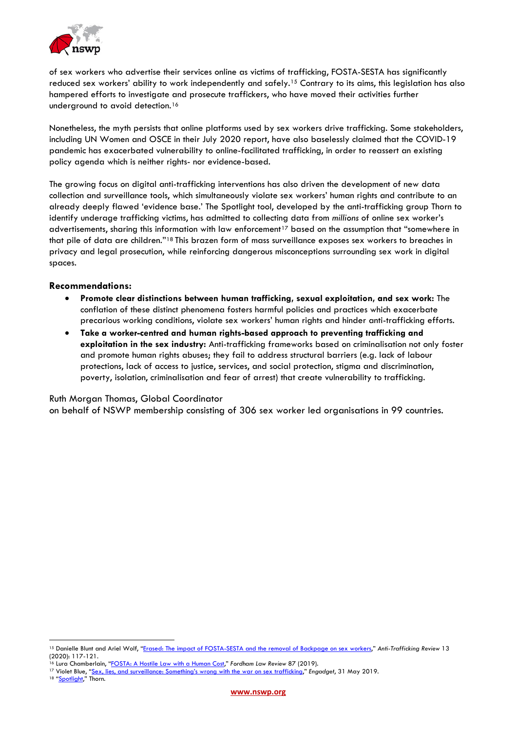of sex workers who advertise their services online as victims of trafficking, FOSTA-SESTA has significantly reduced sex workers' ability to work independently and safely.[15] Contrary to its aims, this legislation has also hampered efforts to investigate and prosecute traffickers, who have moved their activities further underground to avoid detection.[16]

Nonetheless, the myth persists that online platforms used by sex workers drive trafficking. Some stakeholders, including UN Women and OSCE in their July 2020 report, have also baselessly claimed that the COVID-19 pandemic has exacerbated vulnerability to online-facilitated trafficking, in order to reassert an existing policy agenda which is neither rights- nor evidence-based.

The growing focus on digital anti-trafficking interventions has also driven the development of new data collection and surveillance tools, which simultaneously violate sex workers' human rights and contribute to an already deeply flawed 'evidence base.' The Spotlight tool, developed by the anti-trafficking group Thorn to identify underage trafficking victims, has admitted to collecting data from *millions* of online sex worker's advertisements, sharing this information with law enforcement[17] based on the assumption that "somewhere in that pile of data are children."[18] This brazen form of mass surveillance exposes sex workers to breaches in privacy and legal prosecution, while reinforcing dangerous misconceptions surrounding sex work in digital spaces.

### Recommendations:

- **Promote clear distinctions between human trafficking, sexual exploitation, and sex work:** The conflation of these distinct phenomena fosters harmful policies and practices which exacerbate precarious working conditions, violate sex workers' human rights and hinder anti-trafficking efforts.
- **Take a worker-centred and human rights-based approach to preventing trafficking and exploitation in the sex industry:** Anti-trafficking frameworks based on criminalisation not only foster and promote human rights abuses; they fail to address structural barriers (e.g. lack of labour protections, lack of access to justice, services, and social protection, stigma and discrimination, poverty, isolation, criminalisation and fear of arrest) that create vulnerability to trafficking.

Ruth Morgan Thomas, Global Coordinator
on behalf of NSWP membership consisting of 306 sex worker led organisations in 99 countries.

---

[15] Danielle Blunt and Ariel Wolf, "Erased: The impact of FOSTA-SESTA and the removal of Backpage on sex workers," *Anti-Trafficking Review* 13 (2020): 117-121.

[16] Lura Chamberlain, "FOSTA: A Hostile Law with a Human Cost," *Fordham Law Review* 87 (2019).

[17] Violet Blue, "Sex, lies, and surveillance: Something's wrong with the war on sex trafficking," *Engadget*, 31 May 2019.

[18] "Spotlight," Thorn.